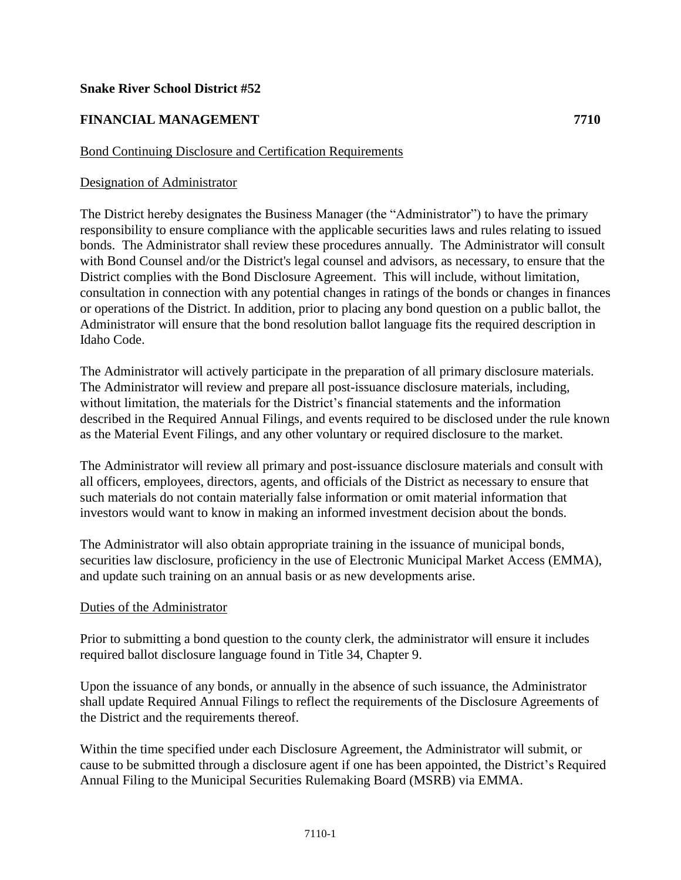**Snake River School District #52**

**FINANCIAL MANAGEMENT 7710**

Bond Continuing Disclosure and Certification Requirements

Designation of Administrator

The District hereby designates the Business Manager (the "Administrator") to have the primary responsibility to ensure compliance with the applicable securities laws and rules relating to issued bonds. The Administrator shall review these procedures annually. The Administrator will consult with Bond Counsel and/or the District's legal counsel and advisors, as necessary, to ensure that the District complies with the Bond Disclosure Agreement. This will include, without limitation, consultation in connection with any potential changes in ratings of the bonds or changes in finances or operations of the District. In addition, prior to placing any bond question on a public ballot, the Administrator will ensure that the bond resolution ballot language fits the required description in Idaho Code.

The Administrator will actively participate in the preparation of all primary disclosure materials. The Administrator will review and prepare all post-issuance disclosure materials, including, without limitation, the materials for the District's financial statements and the information described in the Required Annual Filings, and events required to be disclosed under the rule known as the Material Event Filings, and any other voluntary or required disclosure to the market.

The Administrator will review all primary and post-issuance disclosure materials and consult with all officers, employees, directors, agents, and officials of the District as necessary to ensure that such materials do not contain materially false information or omit material information that investors would want to know in making an informed investment decision about the bonds.

The Administrator will also obtain appropriate training in the issuance of municipal bonds, securities law disclosure, proficiency in the use of Electronic Municipal Market Access (EMMA), and update such training on an annual basis or as new developments arise.

Duties of the Administrator

Prior to submitting a bond question to the county clerk, the administrator will ensure it includes required ballot disclosure language found in Title 34, Chapter 9.

Upon the issuance of any bonds, or annually in the absence of such issuance, the Administrator shall update Required Annual Filings to reflect the requirements of the Disclosure Agreements of the District and the requirements thereof.

Within the time specified under each Disclosure Agreement, the Administrator will submit, or cause to be submitted through a disclosure agent if one has been appointed, the District's Required Annual Filing to the Municipal Securities Rulemaking Board (MSRB) via EMMA.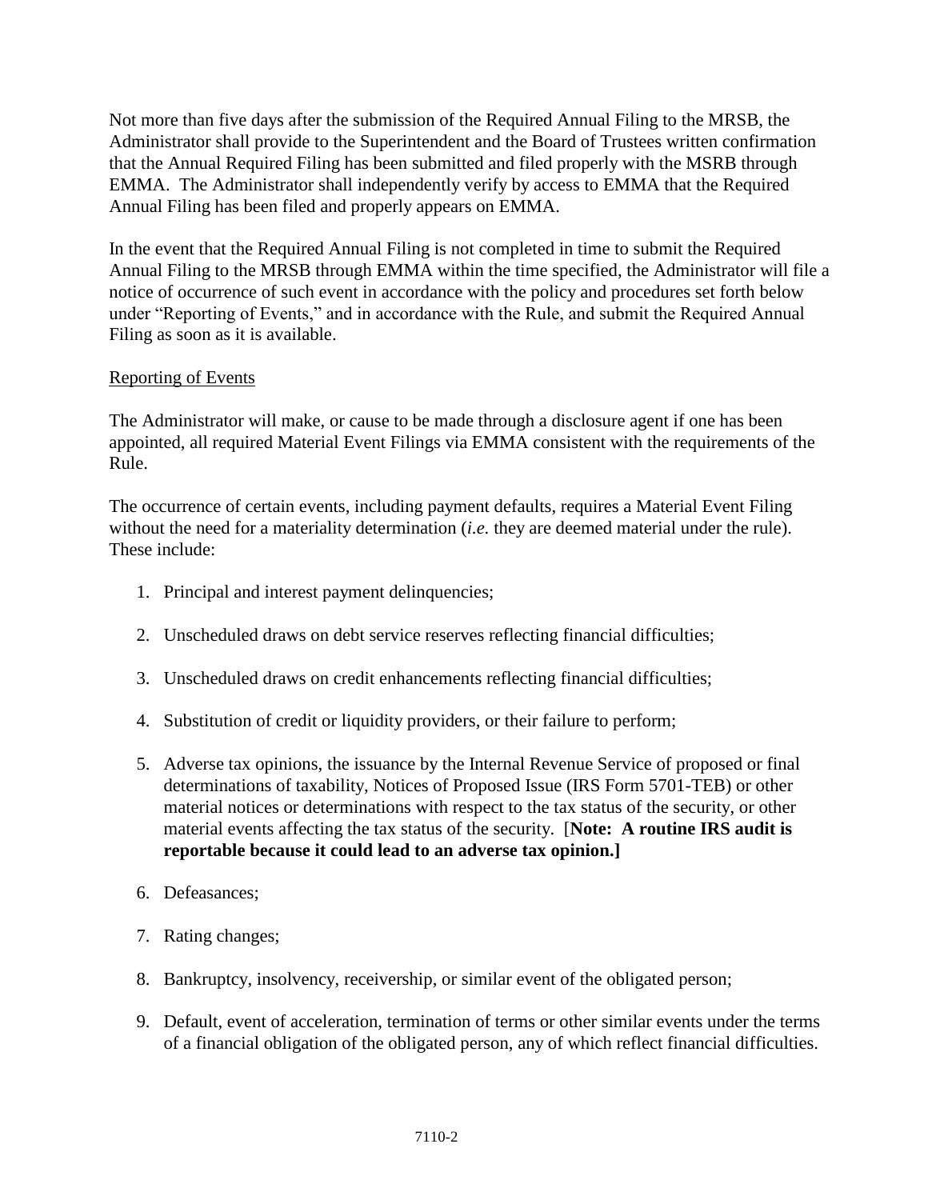Not more than five days after the submission of the Required Annual Filing to the MRSB, the Administrator shall provide to the Superintendent and the Board of Trustees written confirmation that the Annual Required Filing has been submitted and filed properly with the MSRB through EMMA. The Administrator shall independently verify by access to EMMA that the Required Annual Filing has been filed and properly appears on EMMA.

In the event that the Required Annual Filing is not completed in time to submit the Required Annual Filing to the MRSB through EMMA within the time specified, the Administrator will file a notice of occurrence of such event in accordance with the policy and procedures set forth below under "Reporting of Events," and in accordance with the Rule, and submit the Required Annual Filing as soon as it is available.

Reporting of Events

The Administrator will make, or cause to be made through a disclosure agent if one has been appointed, all required Material Event Filings via EMMA consistent with the requirements of the Rule.

The occurrence of certain events, including payment defaults, requires a Material Event Filing without the need for a materiality determination (*i.e.* they are deemed material under the rule). These include:

1. Principal and interest payment delinquencies;
2. Unscheduled draws on debt service reserves reflecting financial difficulties;
3. Unscheduled draws on credit enhancements reflecting financial difficulties;
4. Substitution of credit or liquidity providers, or their failure to perform;
5. Adverse tax opinions, the issuance by the Internal Revenue Service of proposed or final determinations of taxability, Notices of Proposed Issue (IRS Form 5701-TEB) or other material notices or determinations with respect to the tax status of the security, or other material events affecting the tax status of the security. [**Note: A routine IRS audit is reportable because it could lead to an adverse tax opinion.]**
6. Defeasances;
7. Rating changes;
8. Bankruptcy, insolvency, receivership, or similar event of the obligated person;
9. Default, event of acceleration, termination of terms or other similar events under the terms of a financial obligation of the obligated person, any of which reflect financial difficulties.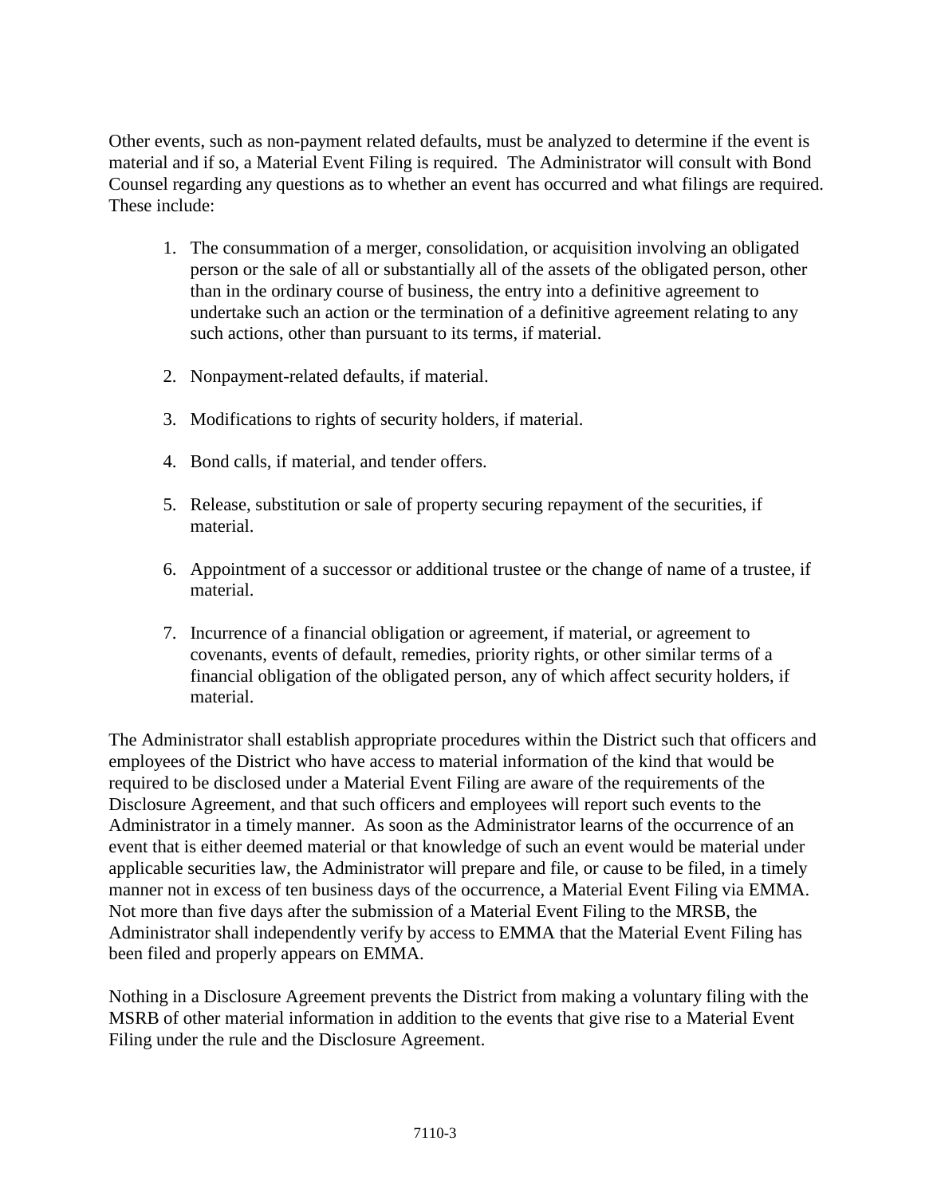Other events, such as non-payment related defaults, must be analyzed to determine if the event is material and if so, a Material Event Filing is required. The Administrator will consult with Bond Counsel regarding any questions as to whether an event has occurred and what filings are required. These include:

1. The consummation of a merger, consolidation, or acquisition involving an obligated person or the sale of all or substantially all of the assets of the obligated person, other than in the ordinary course of business, the entry into a definitive agreement to undertake such an action or the termination of a definitive agreement relating to any such actions, other than pursuant to its terms, if material.

2. Nonpayment-related defaults, if material.

3. Modifications to rights of security holders, if material.

4. Bond calls, if material, and tender offers.

5. Release, substitution or sale of property securing repayment of the securities, if material.

6. Appointment of a successor or additional trustee or the change of name of a trustee, if material.

7. Incurrence of a financial obligation or agreement, if material, or agreement to covenants, events of default, remedies, priority rights, or other similar terms of a financial obligation of the obligated person, any of which affect security holders, if material.

The Administrator shall establish appropriate procedures within the District such that officers and employees of the District who have access to material information of the kind that would be required to be disclosed under a Material Event Filing are aware of the requirements of the Disclosure Agreement, and that such officers and employees will report such events to the Administrator in a timely manner. As soon as the Administrator learns of the occurrence of an event that is either deemed material or that knowledge of such an event would be material under applicable securities law, the Administrator will prepare and file, or cause to be filed, in a timely manner not in excess of ten business days of the occurrence, a Material Event Filing via EMMA. Not more than five days after the submission of a Material Event Filing to the MRSB, the Administrator shall independently verify by access to EMMA that the Material Event Filing has been filed and properly appears on EMMA.

Nothing in a Disclosure Agreement prevents the District from making a voluntary filing with the MSRB of other material information in addition to the events that give rise to a Material Event Filing under the rule and the Disclosure Agreement.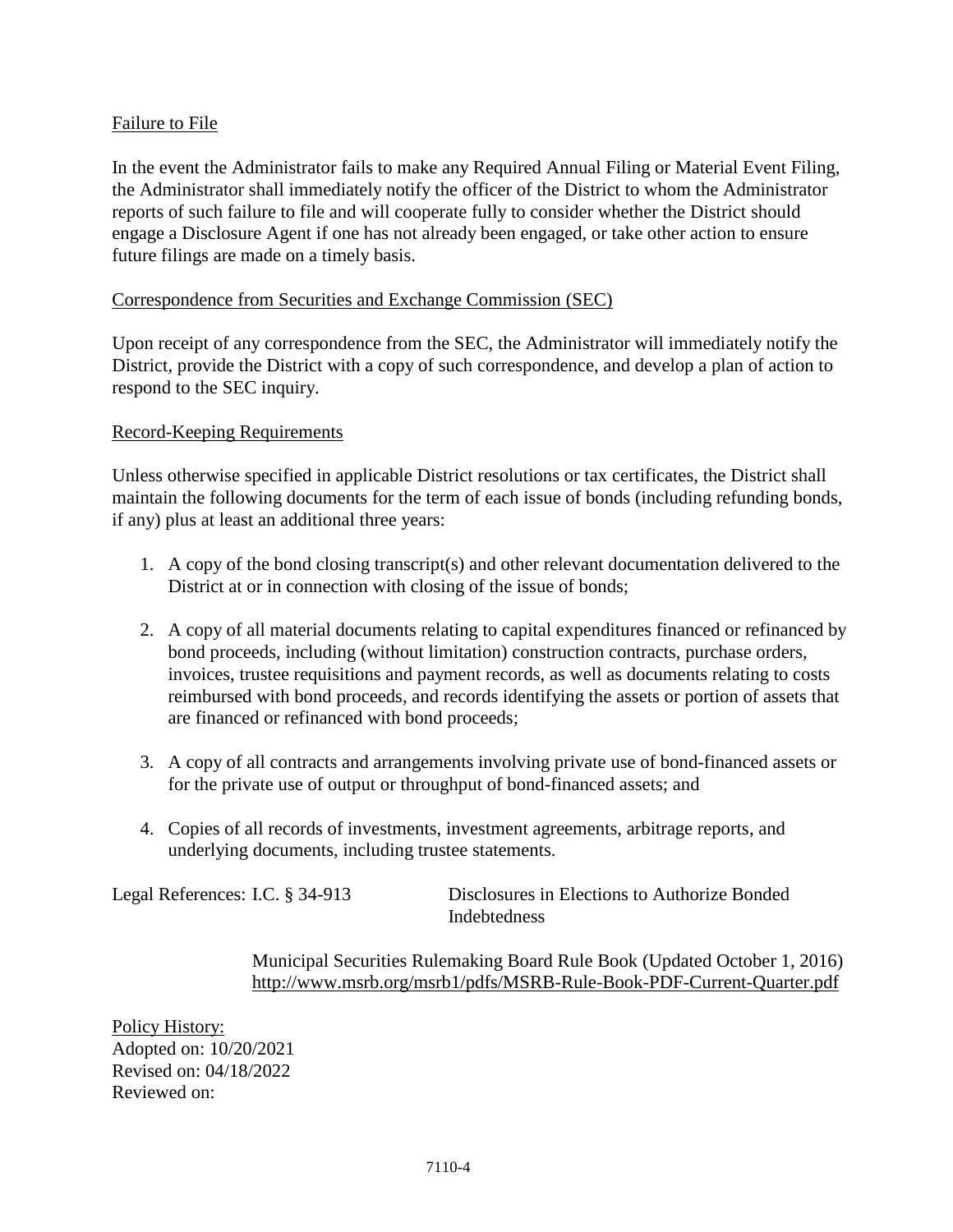Failure to File

In the event the Administrator fails to make any Required Annual Filing or Material Event Filing, the Administrator shall immediately notify the officer of the District to whom the Administrator reports of such failure to file and will cooperate fully to consider whether the District should engage a Disclosure Agent if one has not already been engaged, or take other action to ensure future filings are made on a timely basis.

Correspondence from Securities and Exchange Commission (SEC)

Upon receipt of any correspondence from the SEC, the Administrator will immediately notify the District, provide the District with a copy of such correspondence, and develop a plan of action to respond to the SEC inquiry.

Record-Keeping Requirements

Unless otherwise specified in applicable District resolutions or tax certificates, the District shall maintain the following documents for the term of each issue of bonds (including refunding bonds, if any) plus at least an additional three years:

1. A copy of the bond closing transcript(s) and other relevant documentation delivered to the District at or in connection with closing of the issue of bonds;

2. A copy of all material documents relating to capital expenditures financed or refinanced by bond proceeds, including (without limitation) construction contracts, purchase orders, invoices, trustee requisitions and payment records, as well as documents relating to costs reimbursed with bond proceeds, and records identifying the assets or portion of assets that are financed or refinanced with bond proceeds;

3. A copy of all contracts and arrangements involving private use of bond-financed assets or for the private use of output or throughput of bond-financed assets; and

4. Copies of all records of investments, investment agreements, arbitrage reports, and underlying documents, including trustee statements.

Legal References: I.C. § 34-913 Disclosures in Elections to Authorize Bonded Indebtedness

Municipal Securities Rulemaking Board Rule Book (Updated October 1, 2016)
http://www.msrb.org/msrb1/pdfs/MSRB-Rule-Book-PDF-Current-Quarter.pdf

Policy History:
Adopted on: 10/20/2021
Revised on: 04/18/2022
Reviewed on: